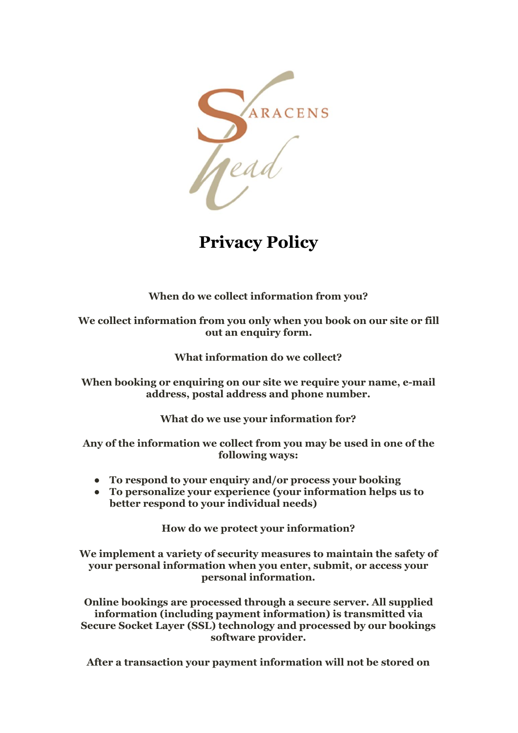# Privacy Policy

**When do we collect information from you?**

**We collect information from you only when you book on our site or fill out an enquiry form.**

**What information do we collect?**

**When booking or enquiring on our site we require your name, e-mail address, postal address and phone number.**

**What do we use your information for?**

**Any of the information we collect from you may be used in one of the following ways:**

- **To respond to your enquiry and/or process your booking**
- **To personalize your experience (your information helps us to better respond to your individual needs)**

**How do we protect your information?**

**We implement a variety of security measures to maintain the safety of your personal information when you enter, submit, or access your personal information.**

**Online bookings are processed through a secure server. All supplied information (including payment information) is transmitted via Secure Socket Layer (SSL) technology and processed by our bookings software provider.**

**After a transaction your payment information will not be stored on**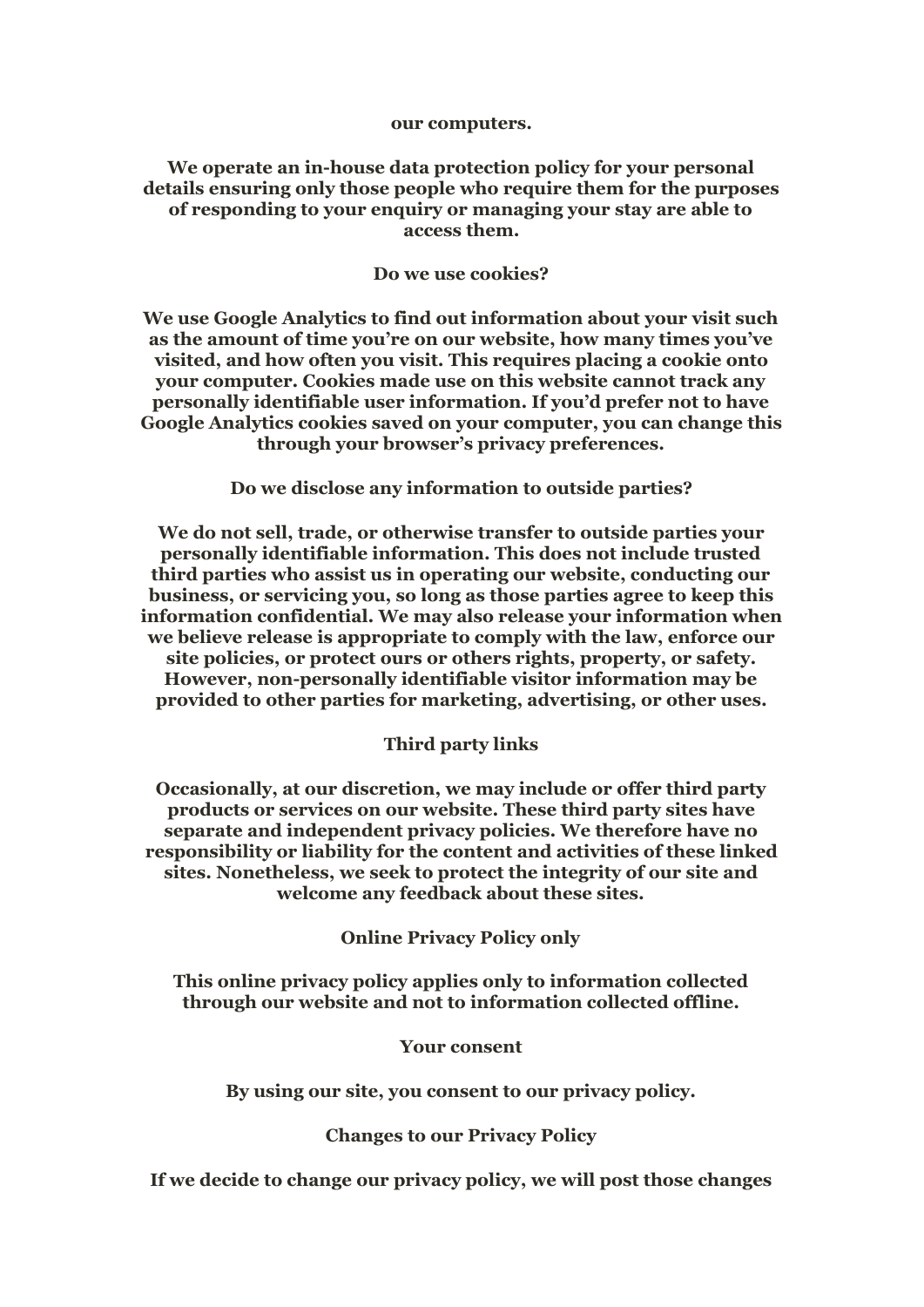our computers.

We operate an in-house data protection policy for your personal details ensuring only those people who require them for the purposes of responding to your enquiry or managing your stay are able to access them.

## Do we use cookies?

We use Google Analytics to find out information about your visit such as the amount of time you're on our website, how many times you've visited, and how often you visit. This requires placing a cookie onto your computer. Cookies made use on this website cannot track any personally identifiable user information. If you'd prefer not to have Google Analytics cookies saved on your computer, you can change this through your browser's privacy preferences.

## Do we disclose any information to outside parties?

We do not sell, trade, or otherwise transfer to outside parties your personally identifiable information. This does not include trusted third parties who assist us in operating our website, conducting our business, or servicing you, so long as those parties agree to keep this information confidential. We may also release your information when we believe release is appropriate to comply with the law, enforce our site policies, or protect ours or others rights, property, or safety. However, non-personally identifiable visitor information may be provided to other parties for marketing, advertising, or other uses.

## Third party links

Occasionally, at our discretion, we may include or offer third party products or services on our website. These third party sites have separate and independent privacy policies. We therefore have no responsibility or liability for the content and activities of these linked sites. Nonetheless, we seek to protect the integrity of our site and welcome any feedback about these sites.

## Online Privacy Policy only

This online privacy policy applies only to information collected through our website and not to information collected offline.

## Your consent

By using our site, you consent to our privacy policy.

## Changes to our Privacy Policy

If we decide to change our privacy policy, we will post those changes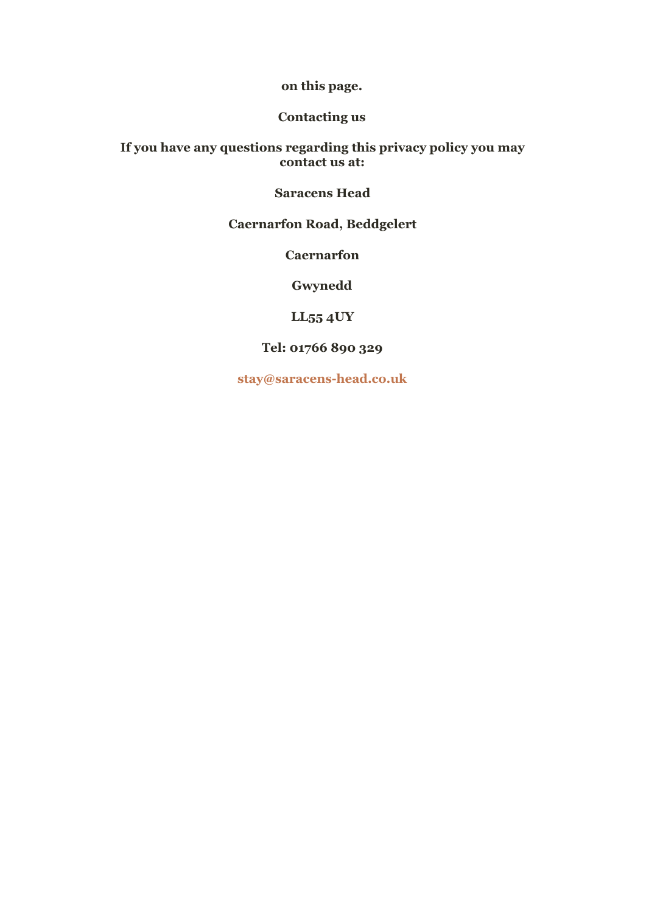**on this page.**

## Contacting us

**If you have any questions regarding this privacy policy you may contact us at:**

**Saracens Head**

**Caernarfon Road, Beddgelert**

**Caernarfon**

**Gwynedd**

**LL55 4UY**

**Tel: 01766 890 329**

**stay@saracens-head.co.uk**